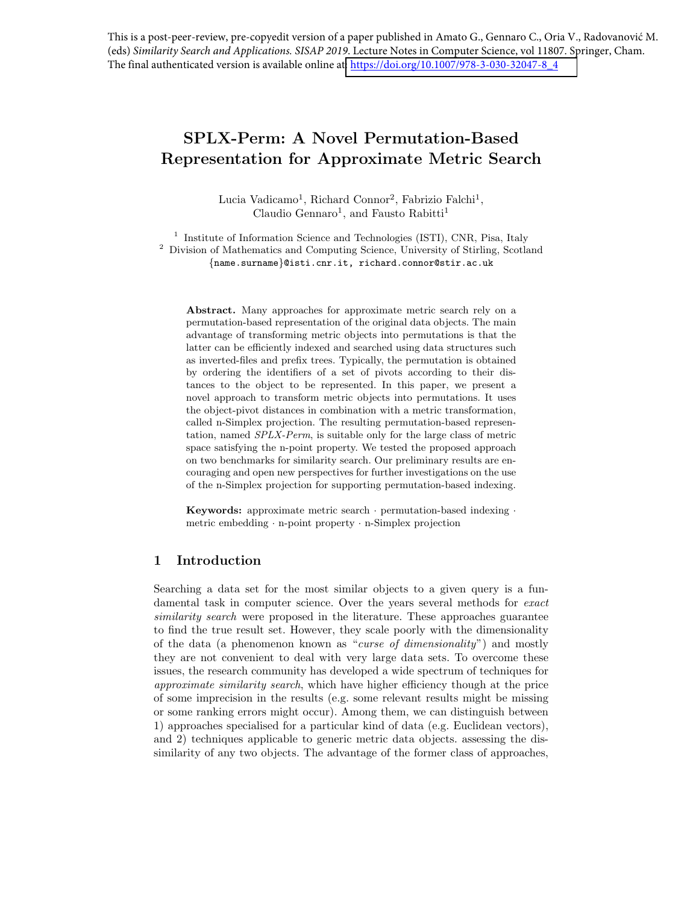This is a post-peer-review, pre-copyedit version of a paper published in Amato G., Gennaro C., Oria V., Radovanović M. (eds) *Similarity Search and Applications. SISAP 2019*. Lecture Notes in Computer Science, vol 11807. Springer, Cham. The final authenticated version is available online at: https://doi.org/10.1007/978-3-030-32047-8_4

# SPLX-Perm: A Novel Permutation-Based Representation for Approximate Metric Search

Lucia Vadicamo[1], Richard Connor[2], Fabrizio Falchi[1], Claudio Gennaro[1], and Fausto Rabitti[1]

[1] Institute of Information Science and Technologies (ISTI), CNR, Pisa, Italy
[2] Division of Mathematics and Computing Science, University of Stirling, Scotland
{name.surname}@isti.cnr.it, richard.connor@stir.ac.uk

**Abstract.** Many approaches for approximate metric search rely on a permutation-based representation of the original data objects. The main advantage of transforming metric objects into permutations is that the latter can be efficiently indexed and searched using data structures such as inverted-files and prefix trees. Typically, the permutation is obtained by ordering the identifiers of a set of pivots according to their distances to the object to be represented. In this paper, we present a novel approach to transform metric objects into permutations. It uses the object-pivot distances in combination with a metric transformation, called n-Simplex projection. The resulting permutation-based representation, named *SPLX-Perm*, is suitable only for the large class of metric space satisfying the n-point property. We tested the proposed approach on two benchmarks for similarity search. Our preliminary results are encouraging and open new perspectives for further investigations on the use of the n-Simplex projection for supporting permutation-based indexing.

**Keywords:** approximate metric search · permutation-based indexing · metric embedding · n-point property · n-Simplex projection

## 1 Introduction

Searching a data set for the most similar objects to a given query is a fundamental task in computer science. Over the years several methods for *exact similarity search* were proposed in the literature. These approaches guarantee to find the true result set. However, they scale poorly with the dimensionality of the data (a phenomenon known as "*curse of dimensionality*") and mostly they are not convenient to deal with very large data sets. To overcome these issues, the research community has developed a wide spectrum of techniques for *approximate similarity search*, which have higher efficiency though at the price of some imprecision in the results (e.g. some relevant results might be missing or some ranking errors might occur). Among them, we can distinguish between 1) approaches specialised for a particular kind of data (e.g. Euclidean vectors), and 2) techniques applicable to generic metric data objects. assessing the dissimilarity of any two objects. The advantage of the former class of approaches,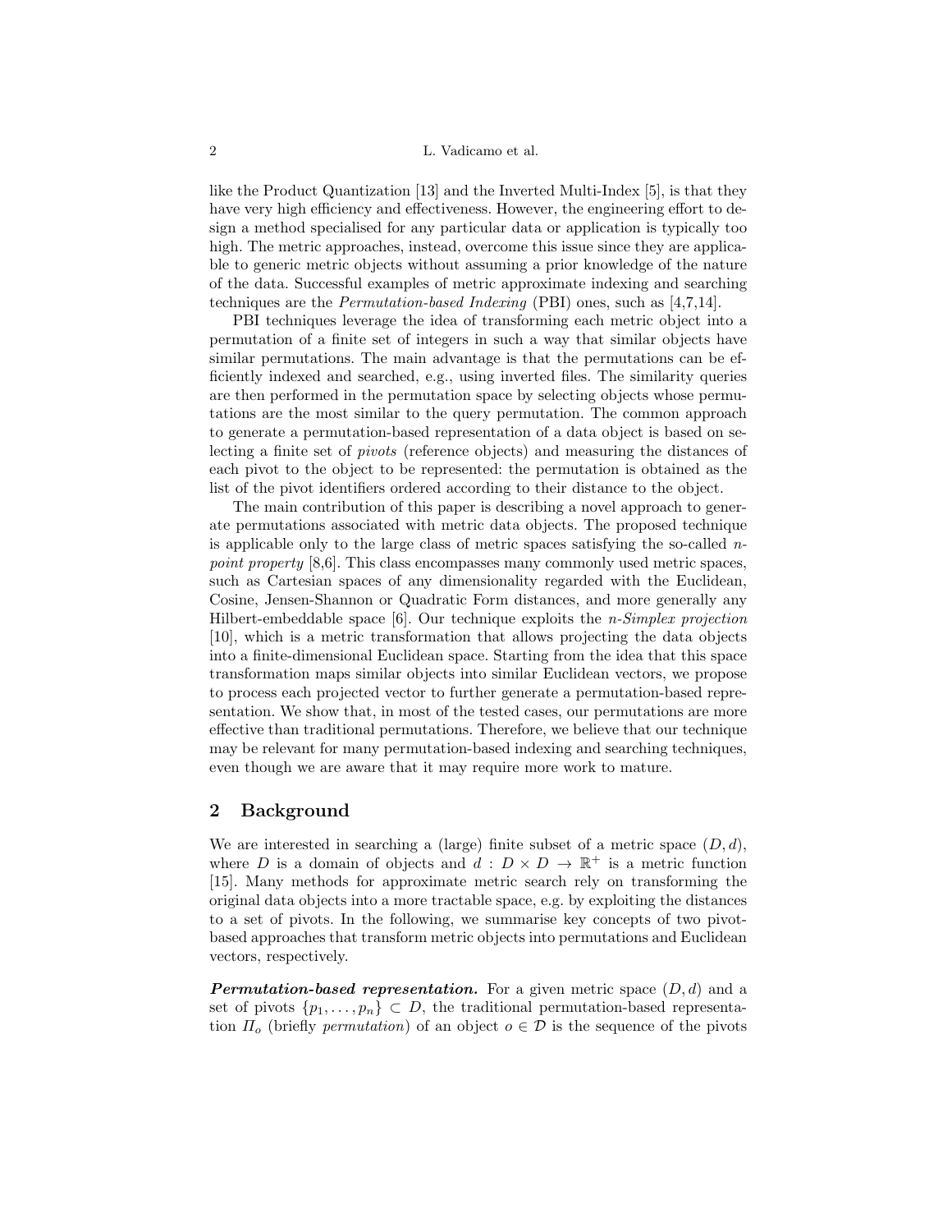like the Product Quantization [13] and the Inverted Multi-Index [5], is that they have very high efficiency and effectiveness. However, the engineering effort to design a method specialised for any particular data or application is typically too high. The metric approaches, instead, overcome this issue since they are applicable to generic metric objects without assuming a prior knowledge of the nature of the data. Successful examples of metric approximate indexing and searching techniques are the *Permutation-based Indexing* (PBI) ones, such as [4,7,14].

PBI techniques leverage the idea of transforming each metric object into a permutation of a finite set of integers in such a way that similar objects have similar permutations. The main advantage is that the permutations can be efficiently indexed and searched, e.g., using inverted files. The similarity queries are then performed in the permutation space by selecting objects whose permutations are the most similar to the query permutation. The common approach to generate a permutation-based representation of a data object is based on selecting a finite set of *pivots* (reference objects) and measuring the distances of each pivot to the object to be represented: the permutation is obtained as the list of the pivot identifiers ordered according to their distance to the object.

The main contribution of this paper is describing a novel approach to generate permutations associated with metric data objects. The proposed technique is applicable only to the large class of metric spaces satisfying the so-called *n-point property* [8,6]. This class encompasses many commonly used metric spaces, such as Cartesian spaces of any dimensionality regarded with the Euclidean, Cosine, Jensen-Shannon or Quadratic Form distances, and more generally any Hilbert-embeddable space [6]. Our technique exploits the *n-Simplex projection* [10], which is a metric transformation that allows projecting the data objects into a finite-dimensional Euclidean space. Starting from the idea that this space transformation maps similar objects into similar Euclidean vectors, we propose to process each projected vector to further generate a permutation-based representation. We show that, in most of the tested cases, our permutations are more effective than traditional permutations. Therefore, we believe that our technique may be relevant for many permutation-based indexing and searching techniques, even though we are aware that it may require more work to mature.

## 2 Background

We are interested in searching a (large) finite subset of a metric space $(D, d)$, where $D$ is a domain of objects and $d : D \times D \rightarrow \mathbb{R}^+$ is a metric function [15]. Many methods for approximate metric search rely on transforming the original data objects into a more tractable space, e.g. by exploiting the distances to a set of pivots. In the following, we summarise key concepts of two pivot-based approaches that transform metric objects into permutations and Euclidean vectors, respectively.

***Permutation-based representation.*** For a given metric space $(D, d)$ and a set of pivots $\{p_1, \ldots, p_n\} \subset D$, the traditional permutation-based representation $\Pi_o$ (briefly *permutation*) of an object $o \in \mathcal{D}$ is the sequence of the pivots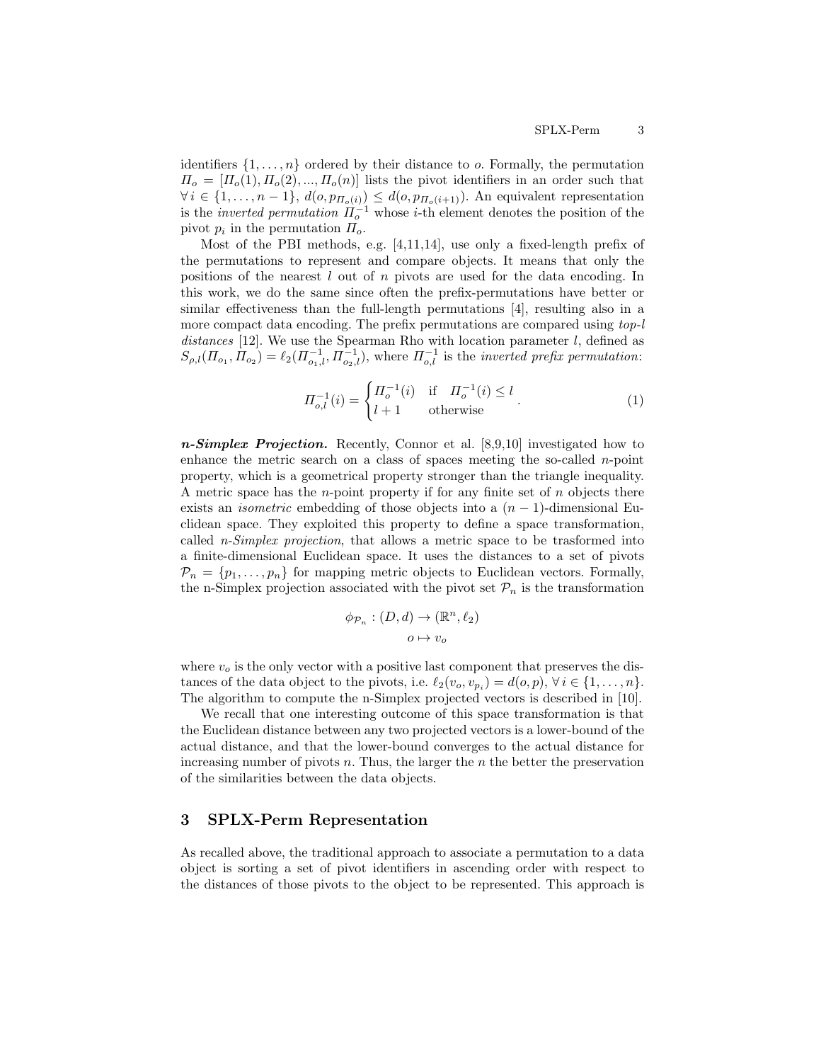identifiers $\{1, \dots, n\}$ ordered by their distance to $o$. Formally, the permutation $\Pi_o = [\Pi_o(1), \Pi_o(2), ..., \Pi_o(n)]$ lists the pivot identifiers in an order such that $\forall\, i \in \{1, \dots, n-1\}$, $d(o, p_{\Pi_o(i)}) \leq d(o, p_{\Pi_o(i+1)})$. An equivalent representation is the *inverted permutation* $\Pi_o^{-1}$ whose $i$-th element denotes the position of the pivot $p_i$ in the permutation $\Pi_o$.

Most of the PBI methods, e.g. [4,11,14], use only a fixed-length prefix of the permutations to represent and compare objects. It means that only the positions of the nearest $l$ out of $n$ pivots are used for the data encoding. In this work, we do the same since often the prefix-permutations have better or similar effectiveness than the full-length permutations [4], resulting also in a more compact data encoding. The prefix permutations are compared using *top-l distances* [12]. We use the Spearman Rho with location parameter $l$, defined as $S_{\rho,l}(\Pi_{o_1}, \Pi_{o_2}) = \ell_2(\Pi_{o_1,l}^{-1}, \Pi_{o_2,l}^{-1})$, where $\Pi_{o,l}^{-1}$ is the *inverted prefix permutation*:

$$\Pi_{o,l}^{-1}(i) = \begin{cases} \Pi_o^{-1}(i) & \text{if} \quad \Pi_o^{-1}(i) \leq l \\ l+1 & \text{otherwise} \end{cases}. \tag{1}$$

***n-Simplex Projection.*** Recently, Connor et al. [8,9,10] investigated how to enhance the metric search on a class of spaces meeting the so-called $n$-point property, which is a geometrical property stronger than the triangle inequality. A metric space has the $n$-point property if for any finite set of $n$ objects there exists an *isometric* embedding of those objects into a $(n-1)$-dimensional Euclidean space. They exploited this property to define a space transformation, called *n-Simplex projection*, that allows a metric space to be trasformed into a finite-dimensional Euclidean space. It uses the distances to a set of pivots $\mathcal{P}_n = \{p_1, \dots, p_n\}$ for mapping metric objects to Euclidean vectors. Formally, the n-Simplex projection associated with the pivot set $\mathcal{P}_n$ is the transformation

$$\begin{aligned} \phi_{\mathcal{P}_n} : (D, d) &\rightarrow (\mathbb{R}^n, \ell_2) \\ o &\mapsto v_o \end{aligned}$$

where $v_o$ is the only vector with a positive last component that preserves the distances of the data object to the pivots, i.e. $\ell_2(v_o, v_{p_i}) = d(o, p)$, $\forall\, i \in \{1, \dots, n\}$. The algorithm to compute the n-Simplex projected vectors is described in [10].

We recall that one interesting outcome of this space transformation is that the Euclidean distance between any two projected vectors is a lower-bound of the actual distance, and that the lower-bound converges to the actual distance for increasing number of pivots $n$. Thus, the larger the $n$ the better the preservation of the similarities between the data objects.

## 3 SPLX-Perm Representation

As recalled above, the traditional approach to associate a permutation to a data object is sorting a set of pivot identifiers in ascending order with respect to the distances of those pivots to the object to be represented. This approach is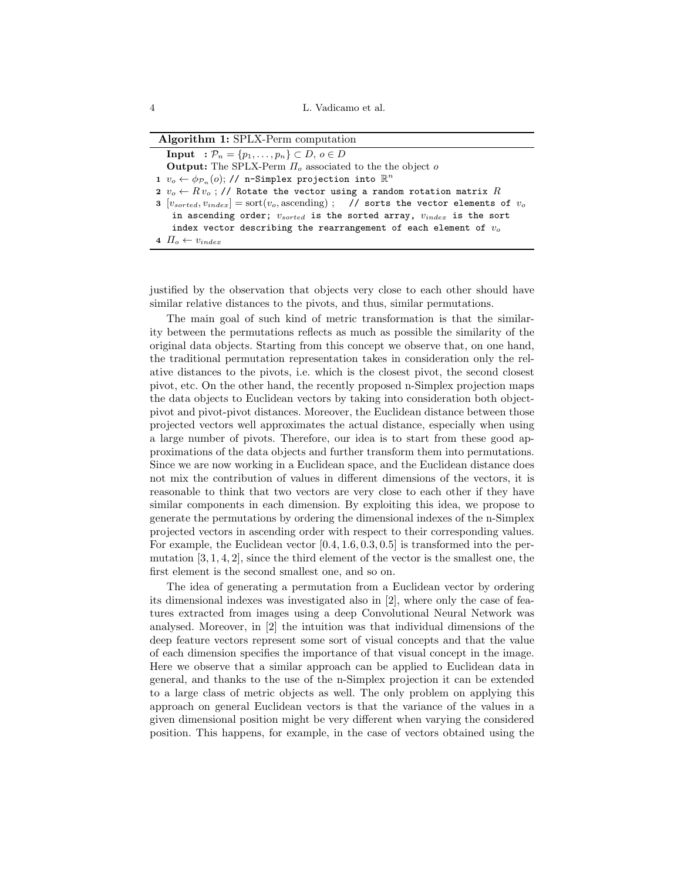**Algorithm 1:** SPLX-Perm computation

**Input** : $\mathcal{P}_n = \{p_1, \ldots, p_n\} \subset D$, $o \in D$

**Output:** The SPLX-Perm $\Pi_o$ associated to the the object $o$

```
1 v_o ← φ_{P_n}(o); // n-Simplex projection into R^n
2 v_o ← R v_o ; // Rotate the vector using a random rotation matrix R
3 [v_sorted, v_index] = sort(v_o, ascending) ;  // sorts the vector elements of v_o
    in ascending order; v_sorted is the sorted array, v_index is the sort
    index vector describing the rearrangement of each element of v_o
4 Π_o ← v_index
```

justified by the observation that objects very close to each other should have similar relative distances to the pivots, and thus, similar permutations.

The main goal of such kind of metric transformation is that the similarity between the permutations reflects as much as possible the similarity of the original data objects. Starting from this concept we observe that, on one hand, the traditional permutation representation takes in consideration only the relative distances to the pivots, i.e. which is the closest pivot, the second closest pivot, etc. On the other hand, the recently proposed n-Simplex projection maps the data objects to Euclidean vectors by taking into consideration both object-pivot and pivot-pivot distances. Moreover, the Euclidean distance between those projected vectors well approximates the actual distance, especially when using a large number of pivots. Therefore, our idea is to start from these good approximations of the data objects and further transform them into permutations. Since we are now working in a Euclidean space, and the Euclidean distance does not mix the contribution of values in different dimensions of the vectors, it is reasonable to think that two vectors are very close to each other if they have similar components in each dimension. By exploiting this idea, we propose to generate the permutations by ordering the dimensional indexes of the n-Simplex projected vectors in ascending order with respect to their corresponding values. For example, the Euclidean vector $[0.4, 1.6, 0.3, 0.5]$ is transformed into the permutation $[3, 1, 4, 2]$, since the third element of the vector is the smallest one, the first element is the second smallest one, and so on.

The idea of generating a permutation from a Euclidean vector by ordering its dimensional indexes was investigated also in [2], where only the case of features extracted from images using a deep Convolutional Neural Network was analysed. Moreover, in [2] the intuition was that individual dimensions of the deep feature vectors represent some sort of visual concepts and that the value of each dimension specifies the importance of that visual concept in the image. Here we observe that a similar approach can be applied to Euclidean data in general, and thanks to the use of the n-Simplex projection it can be extended to a large class of metric objects as well. The only problem on applying this approach on general Euclidean vectors is that the variance of the values in a given dimensional position might be very different when varying the considered position. This happens, for example, in the case of vectors obtained using the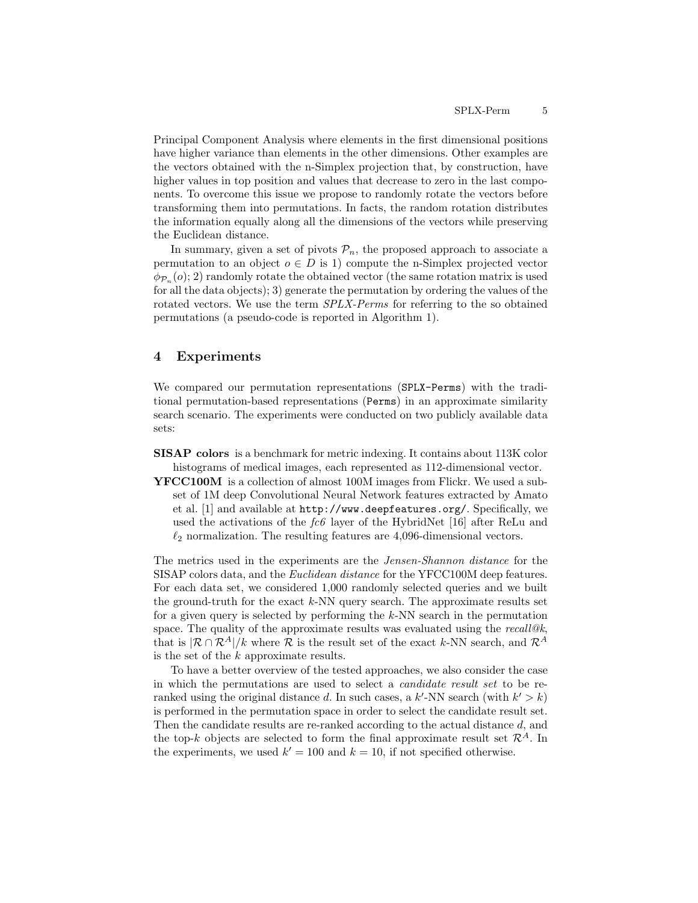Principal Component Analysis where elements in the first dimensional positions have higher variance than elements in the other dimensions. Other examples are the vectors obtained with the n-Simplex projection that, by construction, have higher values in top position and values that decrease to zero in the last components. To overcome this issue we propose to randomly rotate the vectors before transforming them into permutations. In facts, the random rotation distributes the information equally along all the dimensions of the vectors while preserving the Euclidean distance.

In summary, given a set of pivots $\mathcal{P}_n$, the proposed approach to associate a permutation to an object $o \in D$ is 1) compute the n-Simplex projected vector $\phi_{\mathcal{P}_n}(o)$; 2) randomly rotate the obtained vector (the same rotation matrix is used for all the data objects); 3) generate the permutation by ordering the values of the rotated vectors. We use the term *SPLX-Perms* for referring to the so obtained permutations (a pseudo-code is reported in Algorithm 1).

## 4 Experiments

We compared our permutation representations (`SPLX-Perms`) with the traditional permutation-based representations (`Perms`) in an approximate similarity search scenario. The experiments were conducted on two publicly available data sets:

**SISAP colors** is a benchmark for metric indexing. It contains about 113K color histograms of medical images, each represented as 112-dimensional vector.

**YFCC100M** is a collection of almost 100M images from Flickr. We used a subset of 1M deep Convolutional Neural Network features extracted by Amato et al. [1] and available at `http://www.deepfeatures.org/`. Specifically, we used the activations of the *fc6* layer of the HybridNet [16] after ReLu and $\ell_2$ normalization. The resulting features are 4,096-dimensional vectors.

The metrics used in the experiments are the *Jensen-Shannon distance* for the SISAP colors data, and the *Euclidean distance* for the YFCC100M deep features. For each data set, we considered 1,000 randomly selected queries and we built the ground-truth for the exact $k$-NN query search. The approximate results set for a given query is selected by performing the $k$-NN search in the permutation space. The quality of the approximate results was evaluated using the *recall@k*, that is $|\mathcal{R} \cap \mathcal{R}^A|/k$ where $\mathcal{R}$ is the result set of the exact $k$-NN search, and $\mathcal{R}^A$ is the set of the $k$ approximate results.

To have a better overview of the tested approaches, we also consider the case in which the permutations are used to select a *candidate result set* to be re-ranked using the original distance $d$. In such cases, a $k'$-NN search (with $k' > k$) is performed in the permutation space in order to select the candidate result set. Then the candidate results are re-ranked according to the actual distance $d$, and the top-$k$ objects are selected to form the final approximate result set $\mathcal{R}^A$. In the experiments, we used $k' = 100$ and $k = 10$, if not specified otherwise.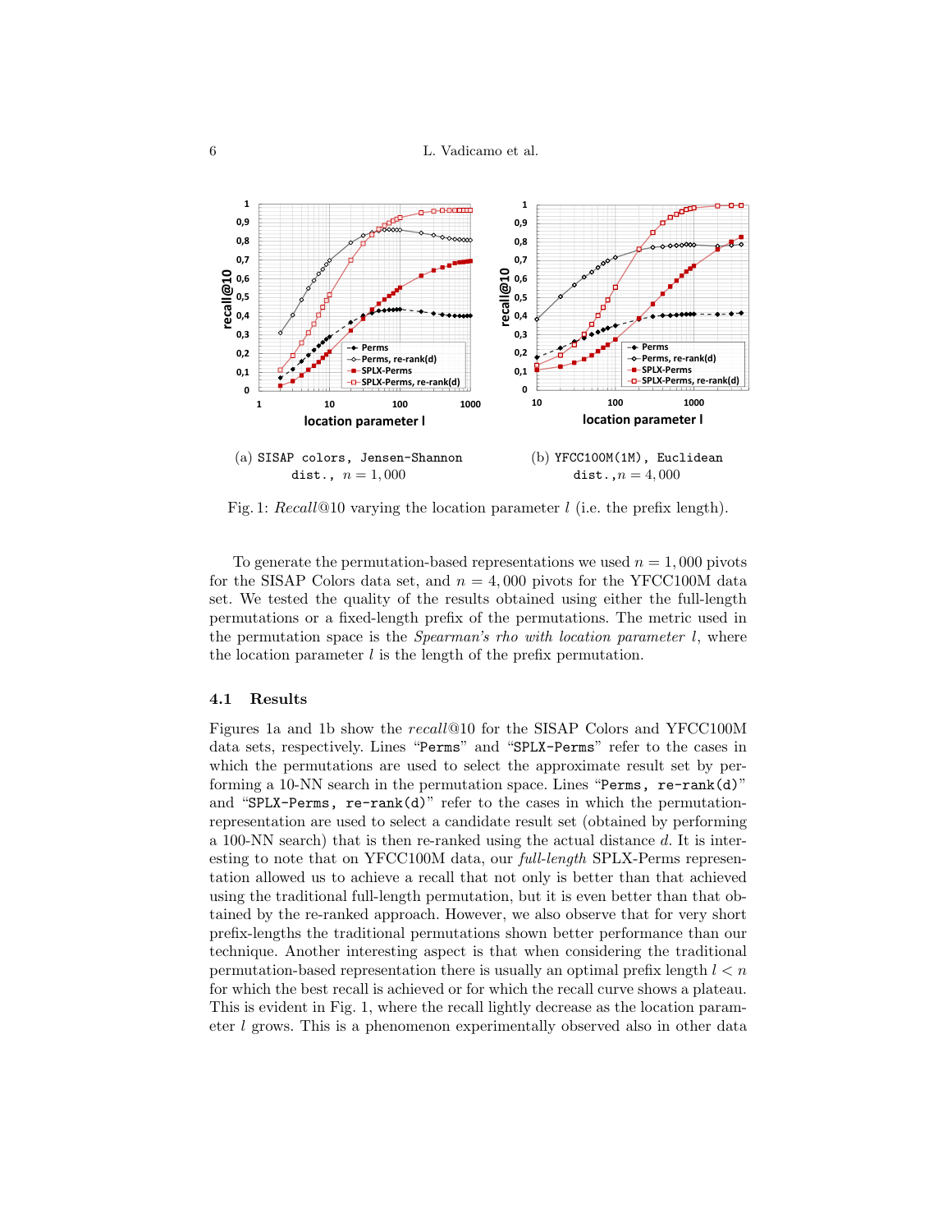(a) `SISAP colors, Jensen-Shannon dist.`, $n = 1,000$

(b) `YFCC100M(1M), Euclidean dist.`, $n = 4,000$

Fig. 1: *Recall*@10 varying the location parameter $l$ (i.e. the prefix length).

To generate the permutation-based representations we used $n = 1,000$ pivots for the SISAP Colors data set, and $n = 4,000$ pivots for the YFCC100M data set. We tested the quality of the results obtained using either the full-length permutations or a fixed-length prefix of the permutations. The metric used in the permutation space is the *Spearman's rho with location parameter* $l$, where the location parameter $l$ is the length of the prefix permutation.

### 4.1 Results

Figures 1a and 1b show the *recall*@10 for the SISAP Colors and YFCC100M data sets, respectively. Lines "`Perms`" and "`SPLX-Perms`" refer to the cases in which the permutations are used to select the approximate result set by performing a 10-NN search in the permutation space. Lines "`Perms, re-rank(d)`" and "`SPLX-Perms, re-rank(d)`" refer to the cases in which the permutation-representation are used to select a candidate result set (obtained by performing a 100-NN search) that is then re-ranked using the actual distance $d$. It is interesting to note that on YFCC100M data, our *full-length* SPLX-Perms representation allowed us to achieve a recall that not only is better than that achieved using the traditional full-length permutation, but it is even better than that obtained by the re-ranked approach. However, we also observe that for very short prefix-lengths the traditional permutations shown better performance than our technique. Another interesting aspect is that when considering the traditional permutation-based representation there is usually an optimal prefix length $l < n$ for which the best recall is achieved or for which the recall curve shows a plateau. This is evident in Fig. 1, where the recall lightly decrease as the location parameter $l$ grows. This is a phenomenon experimentally observed also in other data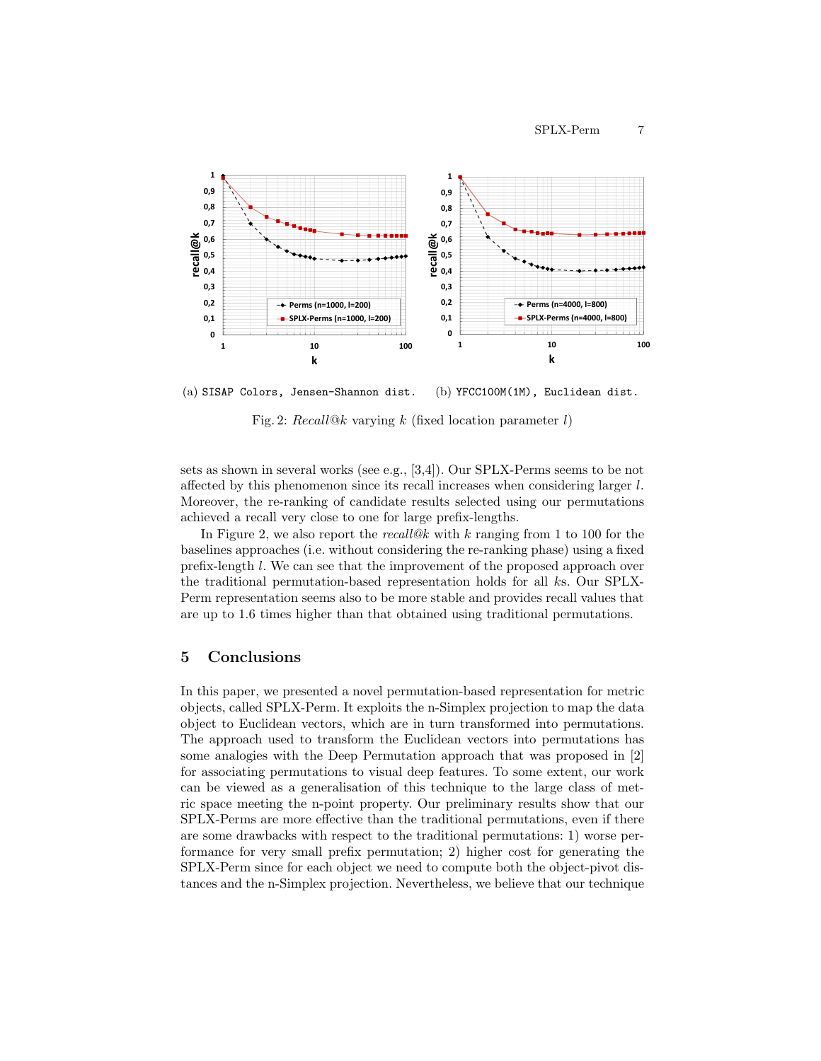(a) SISAP Colors, Jensen-Shannon dist. (b) YFCC100M(1M), Euclidean dist.

Fig. 2: *Recall@k* varying $k$ (fixed location parameter $l$)

sets as shown in several works (see e.g., [3,4]). Our SPLX-Perms seems to be not affected by this phenomenon since its recall increases when considering larger $l$. Moreover, the re-ranking of candidate results selected using our permutations achieved a recall very close to one for large prefix-lengths.

In Figure 2, we also report the *recall@k* with $k$ ranging from 1 to 100 for the baselines approaches (i.e. without considering the re-ranking phase) using a fixed prefix-length $l$. We can see that the improvement of the proposed approach over the traditional permutation-based representation holds for all $k$s. Our SPLX-Perm representation seems also to be more stable and provides recall values that are up to 1.6 times higher than that obtained using traditional permutations.

## 5 Conclusions

In this paper, we presented a novel permutation-based representation for metric objects, called SPLX-Perm. It exploits the n-Simplex projection to map the data object to Euclidean vectors, which are in turn transformed into permutations. The approach used to transform the Euclidean vectors into permutations has some analogies with the Deep Permutation approach that was proposed in [2] for associating permutations to visual deep features. To some extent, our work can be viewed as a generalisation of this technique to the large class of metric space meeting the n-point property. Our preliminary results show that our SPLX-Perms are more effective than the traditional permutations, even if there are some drawbacks with respect to the traditional permutations: 1) worse performance for very small prefix permutation; 2) higher cost for generating the SPLX-Perm since for each object we need to compute both the object-pivot distances and the n-Simplex projection. Nevertheless, we believe that our technique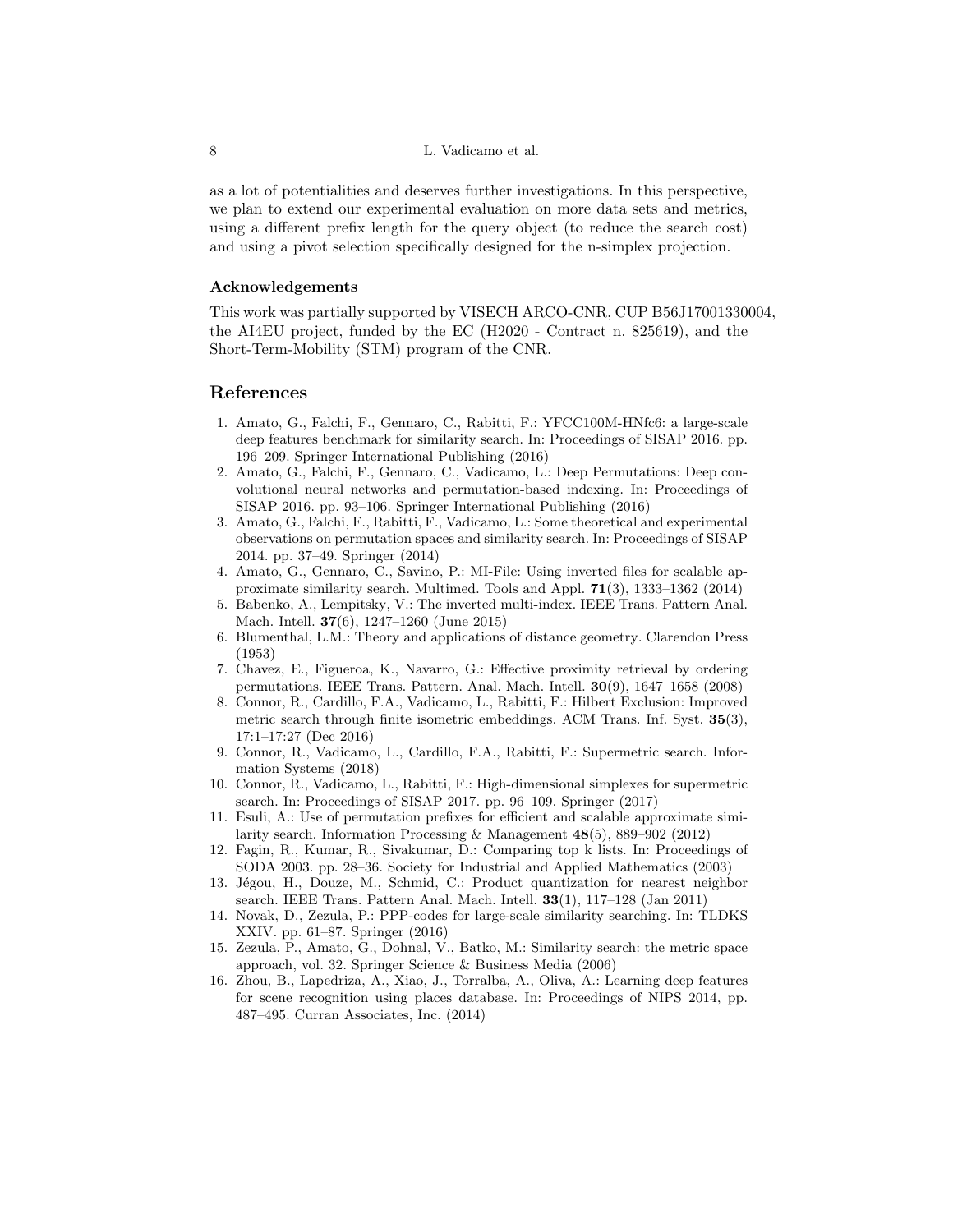as a lot of potentialities and deserves further investigations. In this perspective, we plan to extend our experimental evaluation on more data sets and metrics, using a different prefix length for the query object (to reduce the search cost) and using a pivot selection specifically designed for the n-simplex projection.

### Acknowledgements

This work was partially supported by VISECH ARCO-CNR, CUP B56J17001330004, the AI4EU project, funded by the EC (H2020 - Contract n. 825619), and the Short-Term-Mobility (STM) program of the CNR.

## References

1. Amato, G., Falchi, F., Gennaro, C., Rabitti, F.: YFCC100M-HNfc6: a large-scale deep features benchmark for similarity search. In: Proceedings of SISAP 2016. pp. 196–209. Springer International Publishing (2016)
2. Amato, G., Falchi, F., Gennaro, C., Vadicamo, L.: Deep Permutations: Deep convolutional neural networks and permutation-based indexing. In: Proceedings of SISAP 2016. pp. 93–106. Springer International Publishing (2016)
3. Amato, G., Falchi, F., Rabitti, F., Vadicamo, L.: Some theoretical and experimental observations on permutation spaces and similarity search. In: Proceedings of SISAP 2014. pp. 37–49. Springer (2014)
4. Amato, G., Gennaro, C., Savino, P.: MI-File: Using inverted files for scalable approximate similarity search. Multimed. Tools and Appl. **71**(3), 1333–1362 (2014)
5. Babenko, A., Lempitsky, V.: The inverted multi-index. IEEE Trans. Pattern Anal. Mach. Intell. **37**(6), 1247–1260 (June 2015)
6. Blumenthal, L.M.: Theory and applications of distance geometry. Clarendon Press (1953)
7. Chavez, E., Figueroa, K., Navarro, G.: Effective proximity retrieval by ordering permutations. IEEE Trans. Pattern. Anal. Mach. Intell. **30**(9), 1647–1658 (2008)
8. Connor, R., Cardillo, F.A., Vadicamo, L., Rabitti, F.: Hilbert Exclusion: Improved metric search through finite isometric embeddings. ACM Trans. Inf. Syst. **35**(3), 17:1–17:27 (Dec 2016)
9. Connor, R., Vadicamo, L., Cardillo, F.A., Rabitti, F.: Supermetric search. Information Systems (2018)
10. Connor, R., Vadicamo, L., Rabitti, F.: High-dimensional simplexes for supermetric search. In: Proceedings of SISAP 2017. pp. 96–109. Springer (2017)
11. Esuli, A.: Use of permutation prefixes for efficient and scalable approximate similarity search. Information Processing & Management **48**(5), 889–902 (2012)
12. Fagin, R., Kumar, R., Sivakumar, D.: Comparing top k lists. In: Proceedings of SODA 2003. pp. 28–36. Society for Industrial and Applied Mathematics (2003)
13. Jégou, H., Douze, M., Schmid, C.: Product quantization for nearest neighbor search. IEEE Trans. Pattern Anal. Mach. Intell. **33**(1), 117–128 (Jan 2011)
14. Novak, D., Zezula, P.: PPP-codes for large-scale similarity searching. In: TLDKS XXIV. pp. 61–87. Springer (2016)
15. Zezula, P., Amato, G., Dohnal, V., Batko, M.: Similarity search: the metric space approach, vol. 32. Springer Science & Business Media (2006)
16. Zhou, B., Lapedriza, A., Xiao, J., Torralba, A., Oliva, A.: Learning deep features for scene recognition using places database. In: Proceedings of NIPS 2014, pp. 487–495. Curran Associates, Inc. (2014)